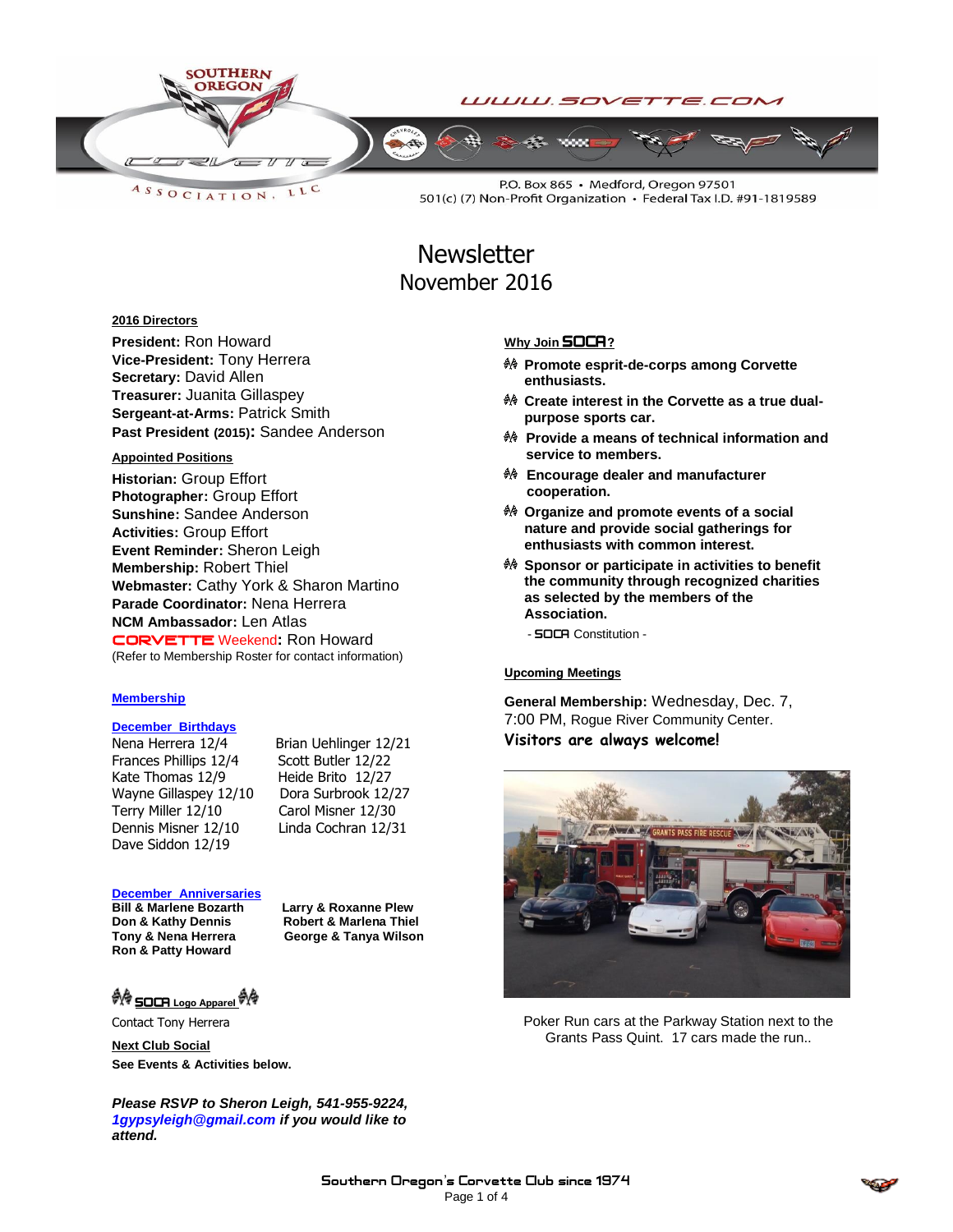SOUTHERN OREGON CORVETTE ASSOCIATION, LLC

WWW.SOVETTE.COM

P.O. Box 865 • Medford, Oregon 97501
501(c) (7) Non-Profit Organization • Federal Tax I.D. #91-1819589

# Newsletter
## November 2016

**2016 Directors**

**President:** Ron Howard
**Vice-President:** Tony Herrera
**Secretary:** David Allen
**Treasurer:** Juanita Gillaspey
**Sergeant-at-Arms:** Patrick Smith
**Past President (2015):** Sandee Anderson

**Appointed Positions**

**Historian:** Group Effort
**Photographer:** Group Effort
**Sunshine:** Sandee Anderson
**Activities:** Group Effort
**Event Reminder:** Sheron Leigh
**Membership:** Robert Thiel
**Webmaster:** Cathy York & Sharon Martino
**Parade Coordinator:** Nena Herrera
**NCM Ambassador:** Len Atlas
CORVETTE Weekend**:** Ron Howard
(Refer to Membership Roster for contact information)

**Membership**

**December Birthdays**

Nena Herrera 12/4
Frances Phillips 12/4
Kate Thomas 12/9
Wayne Gillaspey 12/10
Terry Miller 12/10
Dennis Misner 12/10
Dave Siddon 12/19
Brian Uehlinger 12/21
Scott Butler 12/22
Heide Brito 12/27
Dora Surbrook 12/27
Carol Misner 12/30
Linda Cochran 12/31

**December Anniversaries**

**Bill & Marlene Bozarth**
**Don & Kathy Dennis**
**Tony & Nena Herrera**
**Ron & Patty Howard**
**Larry & Roxanne Plew**
**Robert & Marlena Thiel**
**George & Tanya Wilson**

**SOCA Logo Apparel**

Contact Tony Herrera

**Next Club Social**

**See Events & Activities below.**

***Please RSVP to Sheron Leigh, 541-955-9224, 1gypsyleigh@gmail.com if you would like to attend.***

**Why Join SOCA?**

- **Promote esprit-de-corps among Corvette enthusiasts.**
- **Create interest in the Corvette as a true dual-purpose sports car.**
- **Provide a means of technical information and service to members.**
- **Encourage dealer and manufacturer cooperation.**
- **Organize and promote events of a social nature and provide social gatherings for enthusiasts with common interest.**
- **Sponsor or participate in activities to benefit the community through recognized charities as selected by the members of the Association.**

- SOCA Constitution -

**Upcoming Meetings**

**General Membership:** Wednesday, Dec. 7, 7:00 PM, Rogue River Community Center.

**Visitors are always welcome!**

Poker Run cars at the Parkway Station next to the Grants Pass Quint. 17 cars made the run..

Southern Oregon's Corvette Club since 1974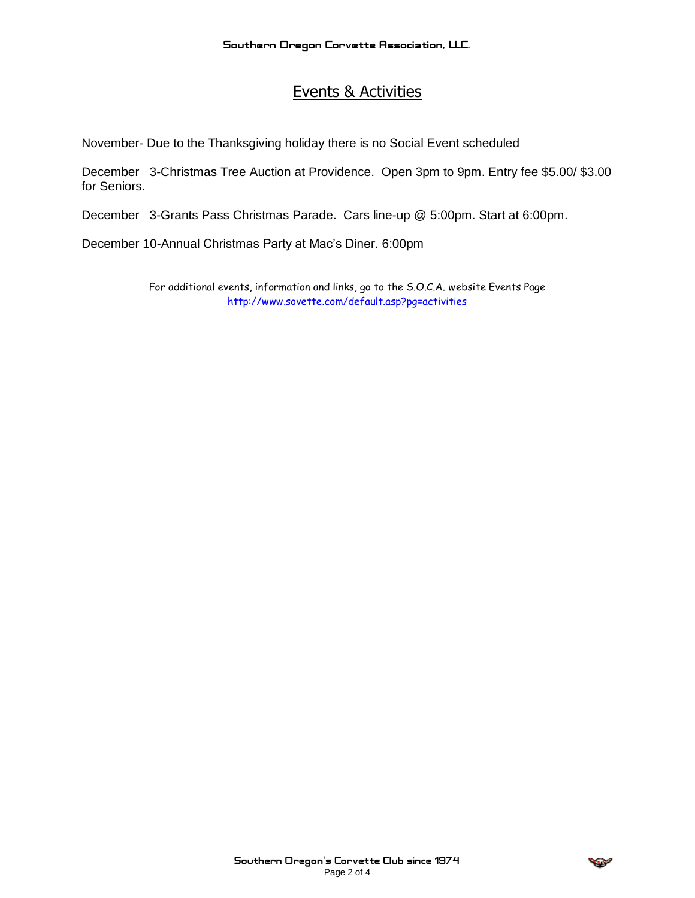# Events & Activities

November- Due to the Thanksgiving holiday there is no Social Event scheduled

December 3-Christmas Tree Auction at Providence. Open 3pm to 9pm. Entry fee $5.00/ $3.00 for Seniors.

December 3-Grants Pass Christmas Parade. Cars line-up @ 5:00pm. Start at 6:00pm.

December 10-Annual Christmas Party at Mac's Diner. 6:00pm

For additional events, information and links, go to the S.O.C.A. website Events Page
http://www.sovette.com/default.asp?pg=activities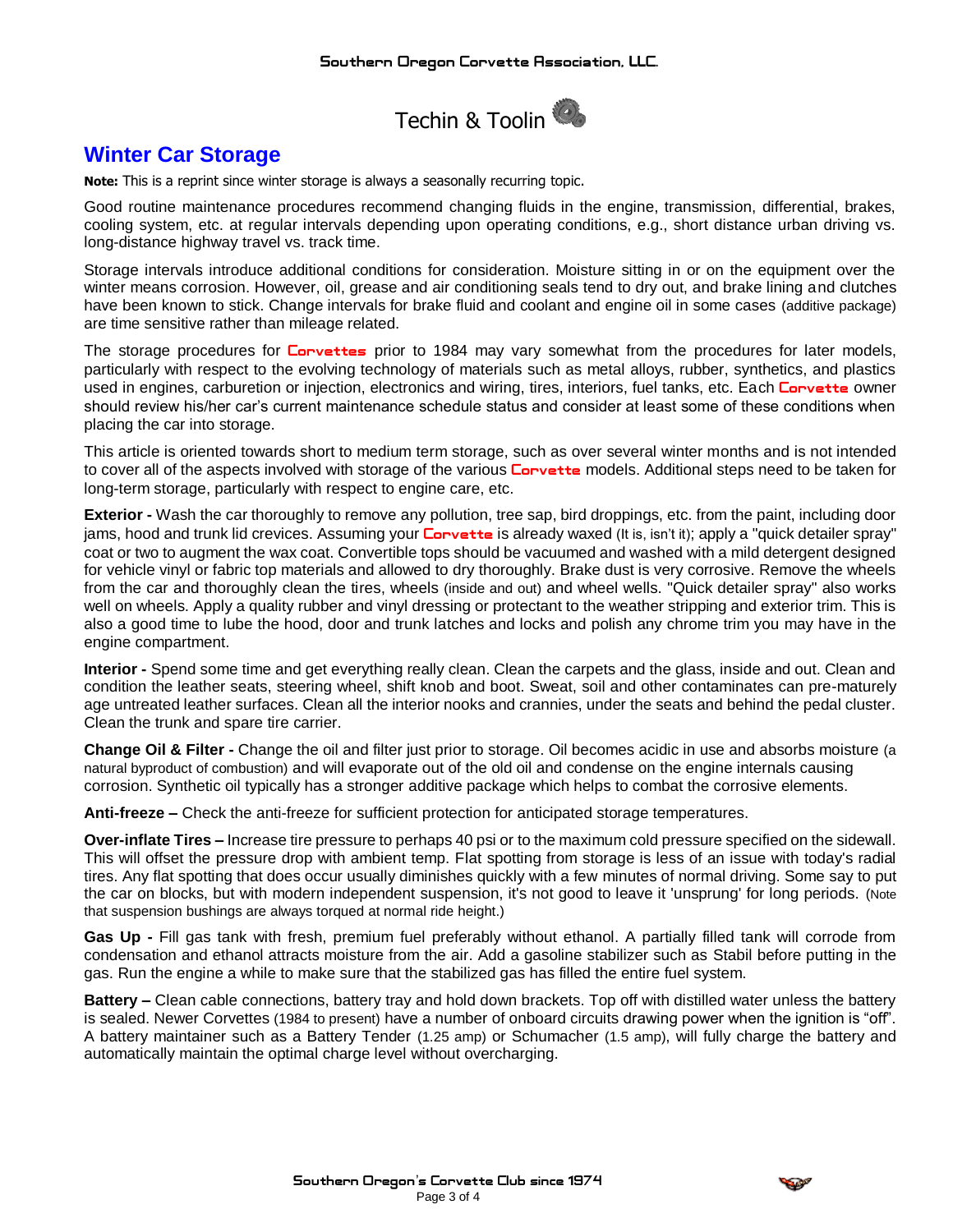Techin & Toolin

## Winter Car Storage

**Note:** This is a reprint since winter storage is always a seasonally recurring topic.

Good routine maintenance procedures recommend changing fluids in the engine, transmission, differential, brakes, cooling system, etc. at regular intervals depending upon operating conditions, e.g., short distance urban driving vs. long-distance highway travel vs. track time.

Storage intervals introduce additional conditions for consideration. Moisture sitting in or on the equipment over the winter means corrosion. However, oil, grease and air conditioning seals tend to dry out, and brake lining and clutches have been known to stick. Change intervals for brake fluid and coolant and engine oil in some cases (additive package) are time sensitive rather than mileage related.

The storage procedures for Corvettes prior to 1984 may vary somewhat from the procedures for later models, particularly with respect to the evolving technology of materials such as metal alloys, rubber, synthetics, and plastics used in engines, carburetion or injection, electronics and wiring, tires, interiors, fuel tanks, etc. Each Corvette owner should review his/her car's current maintenance schedule status and consider at least some of these conditions when placing the car into storage.

This article is oriented towards short to medium term storage, such as over several winter months and is not intended to cover all of the aspects involved with storage of the various Corvette models. Additional steps need to be taken for long-term storage, particularly with respect to engine care, etc.

**Exterior -** Wash the car thoroughly to remove any pollution, tree sap, bird droppings, etc. from the paint, including door jams, hood and trunk lid crevices. Assuming your Corvette is already waxed (It is, isn't it); apply a "quick detailer spray" coat or two to augment the wax coat. Convertible tops should be vacuumed and washed with a mild detergent designed for vehicle vinyl or fabric top materials and allowed to dry thoroughly. Brake dust is very corrosive. Remove the wheels from the car and thoroughly clean the tires, wheels (inside and out) and wheel wells. "Quick detailer spray" also works well on wheels. Apply a quality rubber and vinyl dressing or protectant to the weather stripping and exterior trim. This is also a good time to lube the hood, door and trunk latches and locks and polish any chrome trim you may have in the engine compartment.

**Interior -** Spend some time and get everything really clean. Clean the carpets and the glass, inside and out. Clean and condition the leather seats, steering wheel, shift knob and boot. Sweat, soil and other contaminates can pre-maturely age untreated leather surfaces. Clean all the interior nooks and crannies, under the seats and behind the pedal cluster. Clean the trunk and spare tire carrier.

**Change Oil & Filter -** Change the oil and filter just prior to storage. Oil becomes acidic in use and absorbs moisture (a natural byproduct of combustion) and will evaporate out of the old oil and condense on the engine internals causing corrosion. Synthetic oil typically has a stronger additive package which helps to combat the corrosive elements.

**Anti-freeze –** Check the anti-freeze for sufficient protection for anticipated storage temperatures.

**Over-inflate Tires –** Increase tire pressure to perhaps 40 psi or to the maximum cold pressure specified on the sidewall. This will offset the pressure drop with ambient temp. Flat spotting from storage is less of an issue with today's radial tires. Any flat spotting that does occur usually diminishes quickly with a few minutes of normal driving. Some say to put the car on blocks, but with modern independent suspension, it's not good to leave it 'unsprung' for long periods. (Note that suspension bushings are always torqued at normal ride height.)

**Gas Up -** Fill gas tank with fresh, premium fuel preferably without ethanol. A partially filled tank will corrode from condensation and ethanol attracts moisture from the air. Add a gasoline stabilizer such as Stabil before putting in the gas. Run the engine a while to make sure that the stabilized gas has filled the entire fuel system.

**Battery –** Clean cable connections, battery tray and hold down brackets. Top off with distilled water unless the battery is sealed. Newer Corvettes (1984 to present) have a number of onboard circuits drawing power when the ignition is "off". A battery maintainer such as a Battery Tender (1.25 amp) or Schumacher (1.5 amp), will fully charge the battery and automatically maintain the optimal charge level without overcharging.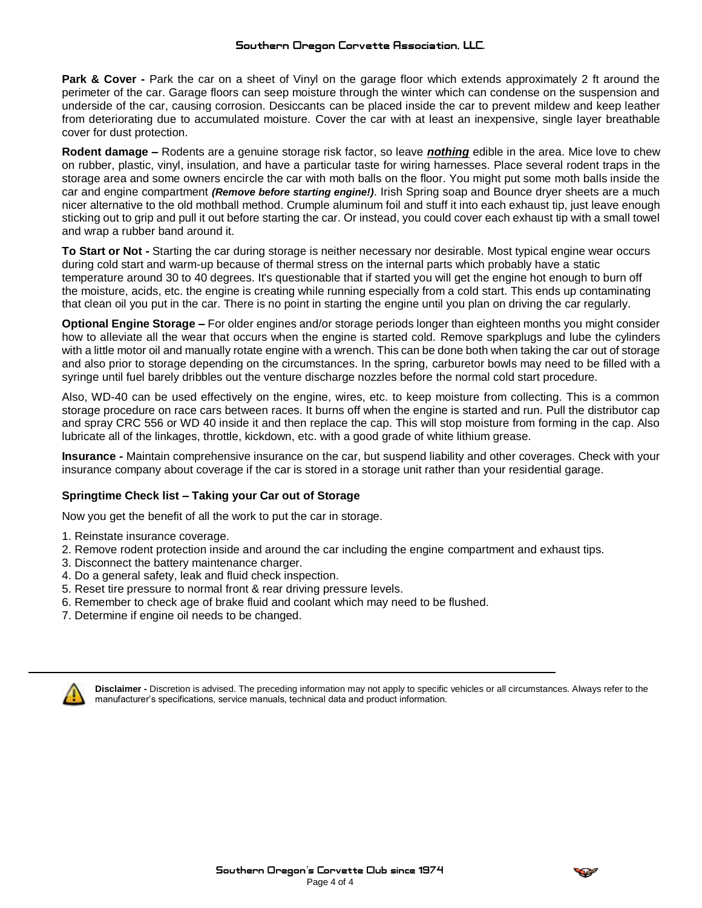**Park & Cover -** Park the car on a sheet of Vinyl on the garage floor which extends approximately 2 ft around the perimeter of the car. Garage floors can seep moisture through the winter which can condense on the suspension and underside of the car, causing corrosion. Desiccants can be placed inside the car to prevent mildew and keep leather from deteriorating due to accumulated moisture. Cover the car with at least an inexpensive, single layer breathable cover for dust protection.

**Rodent damage –** Rodents are a genuine storage risk factor, so leave ***nothing*** edible in the area. Mice love to chew on rubber, plastic, vinyl, insulation, and have a particular taste for wiring harnesses. Place several rodent traps in the storage area and some owners encircle the car with moth balls on the floor. You might put some moth balls inside the car and engine compartment ***(Remove before starting engine!)***. Irish Spring soap and Bounce dryer sheets are a much nicer alternative to the old mothball method. Crumple aluminum foil and stuff it into each exhaust tip, just leave enough sticking out to grip and pull it out before starting the car. Or instead, you could cover each exhaust tip with a small towel and wrap a rubber band around it.

**To Start or Not -** Starting the car during storage is neither necessary nor desirable. Most typical engine wear occurs during cold start and warm-up because of thermal stress on the internal parts which probably have a static temperature around 30 to 40 degrees. It's questionable that if started you will get the engine hot enough to burn off the moisture, acids, etc. the engine is creating while running especially from a cold start. This ends up contaminating that clean oil you put in the car. There is no point in starting the engine until you plan on driving the car regularly.

**Optional Engine Storage –** For older engines and/or storage periods longer than eighteen months you might consider how to alleviate all the wear that occurs when the engine is started cold. Remove sparkplugs and lube the cylinders with a little motor oil and manually rotate engine with a wrench. This can be done both when taking the car out of storage and also prior to storage depending on the circumstances. In the spring, carburetor bowls may need to be filled with a syringe until fuel barely dribbles out the venture discharge nozzles before the normal cold start procedure.

Also, WD-40 can be used effectively on the engine, wires, etc. to keep moisture from collecting. This is a common storage procedure on race cars between races. It burns off when the engine is started and run. Pull the distributor cap and spray CRC 556 or WD 40 inside it and then replace the cap. This will stop moisture from forming in the cap. Also lubricate all of the linkages, throttle, kickdown, etc. with a good grade of white lithium grease.

**Insurance -** Maintain comprehensive insurance on the car, but suspend liability and other coverages. Check with your insurance company about coverage if the car is stored in a storage unit rather than your residential garage.

### Springtime Check list – Taking your Car out of Storage

Now you get the benefit of all the work to put the car in storage.

1. Reinstate insurance coverage.
2. Remove rodent protection inside and around the car including the engine compartment and exhaust tips.
3. Disconnect the battery maintenance charger.
4. Do a general safety, leak and fluid check inspection.
5. Reset tire pressure to normal front & rear driving pressure levels.
6. Remember to check age of brake fluid and coolant which may need to be flushed.
7. Determine if engine oil needs to be changed.

---

**Disclaimer -** Discretion is advised. The preceding information may not apply to specific vehicles or all circumstances. Always refer to the manufacturer's specifications, service manuals, technical data and product information.